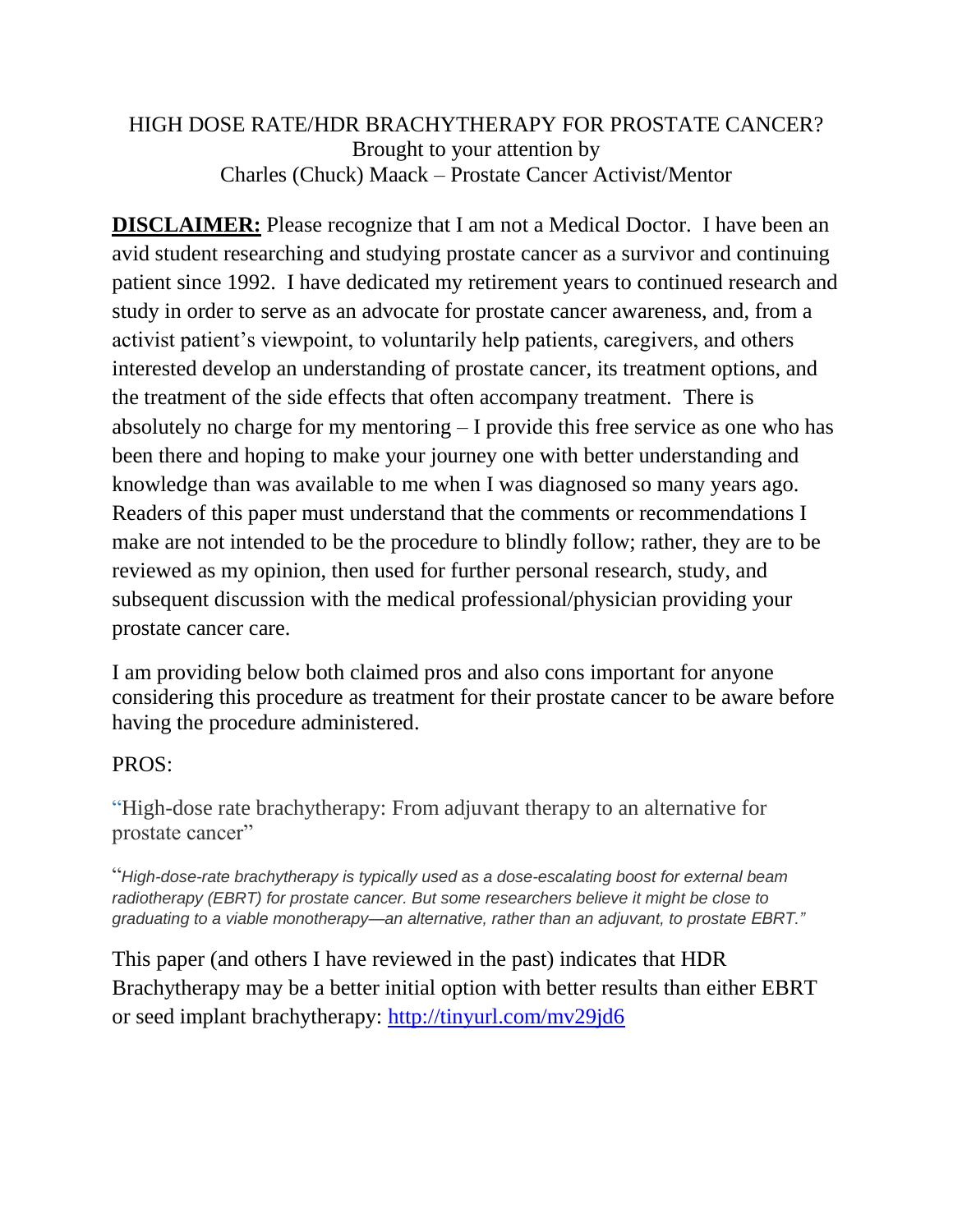# HIGH DOSE RATE/HDR BRACHYTHERAPY FOR PROSTATE CANCER?

Brought to your attention by
Charles (Chuck) Maack – Prostate Cancer Activist/Mentor

**DISCLAIMER:** Please recognize that I am not a Medical Doctor. I have been an avid student researching and studying prostate cancer as a survivor and continuing patient since 1992. I have dedicated my retirement years to continued research and study in order to serve as an advocate for prostate cancer awareness, and, from a activist patient's viewpoint, to voluntarily help patients, caregivers, and others interested develop an understanding of prostate cancer, its treatment options, and the treatment of the side effects that often accompany treatment. There is absolutely no charge for my mentoring – I provide this free service as one who has been there and hoping to make your journey one with better understanding and knowledge than was available to me when I was diagnosed so many years ago. Readers of this paper must understand that the comments or recommendations I make are not intended to be the procedure to blindly follow; rather, they are to be reviewed as my opinion, then used for further personal research, study, and subsequent discussion with the medical professional/physician providing your prostate cancer care.

I am providing below both claimed pros and also cons important for anyone considering this procedure as treatment for their prostate cancer to be aware before having the procedure administered.

PROS:

"High-dose rate brachytherapy: From adjuvant therapy to an alternative for prostate cancer"

"*High-dose-rate brachytherapy is typically used as a dose-escalating boost for external beam radiotherapy (EBRT) for prostate cancer. But some researchers believe it might be close to graduating to a viable monotherapy—an alternative, rather than an adjuvant, to prostate EBRT.*"

This paper (and others I have reviewed in the past) indicates that HDR Brachytherapy may be a better initial option with better results than either EBRT or seed implant brachytherapy: http://tinyurl.com/mv29jd6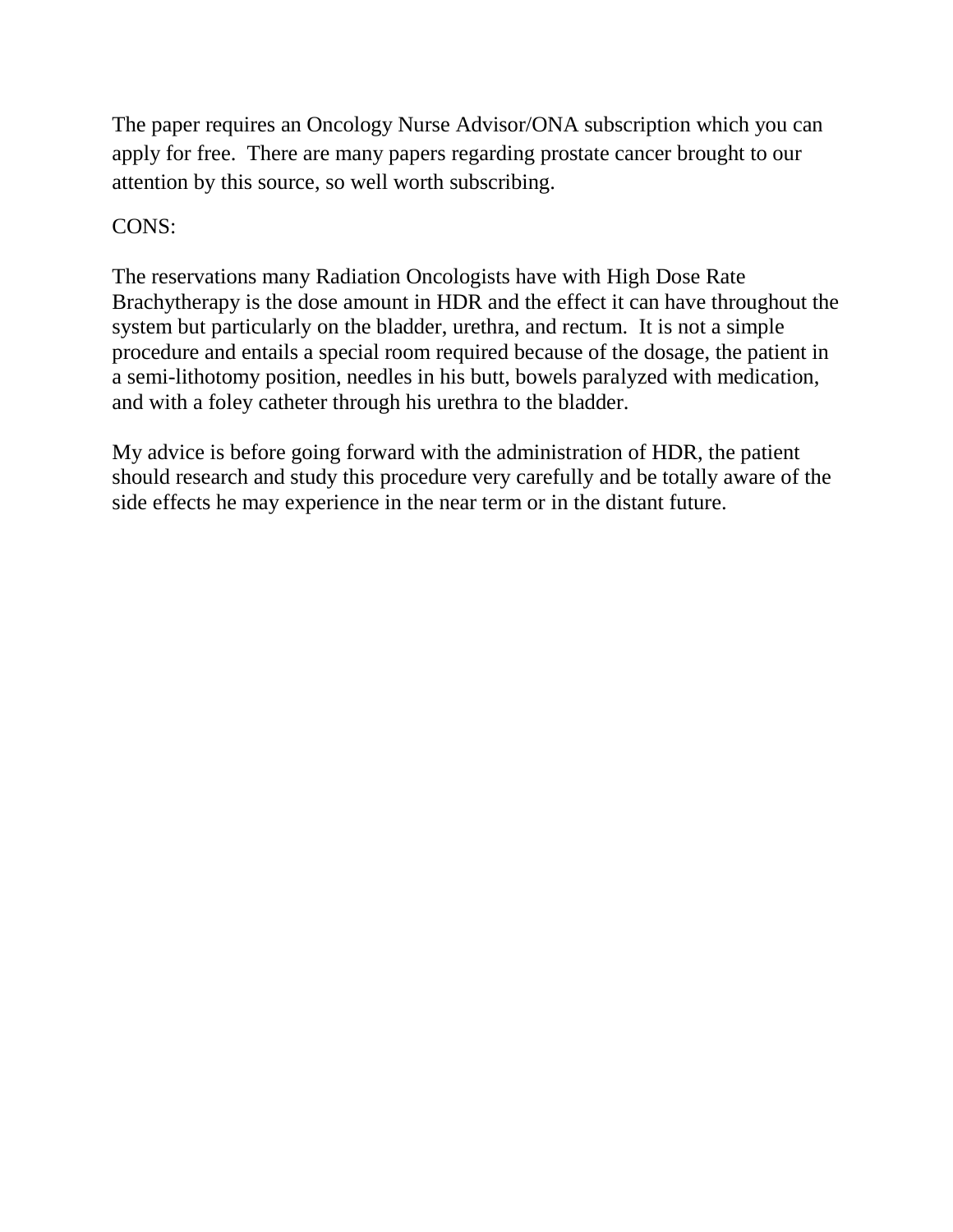The paper requires an Oncology Nurse Advisor/ONA subscription which you can apply for free. There are many papers regarding prostate cancer brought to our attention by this source, so well worth subscribing.

CONS:

The reservations many Radiation Oncologists have with High Dose Rate Brachytherapy is the dose amount in HDR and the effect it can have throughout the system but particularly on the bladder, urethra, and rectum. It is not a simple procedure and entails a special room required because of the dosage, the patient in a semi-lithotomy position, needles in his butt, bowels paralyzed with medication, and with a foley catheter through his urethra to the bladder.

My advice is before going forward with the administration of HDR, the patient should research and study this procedure very carefully and be totally aware of the side effects he may experience in the near term or in the distant future.